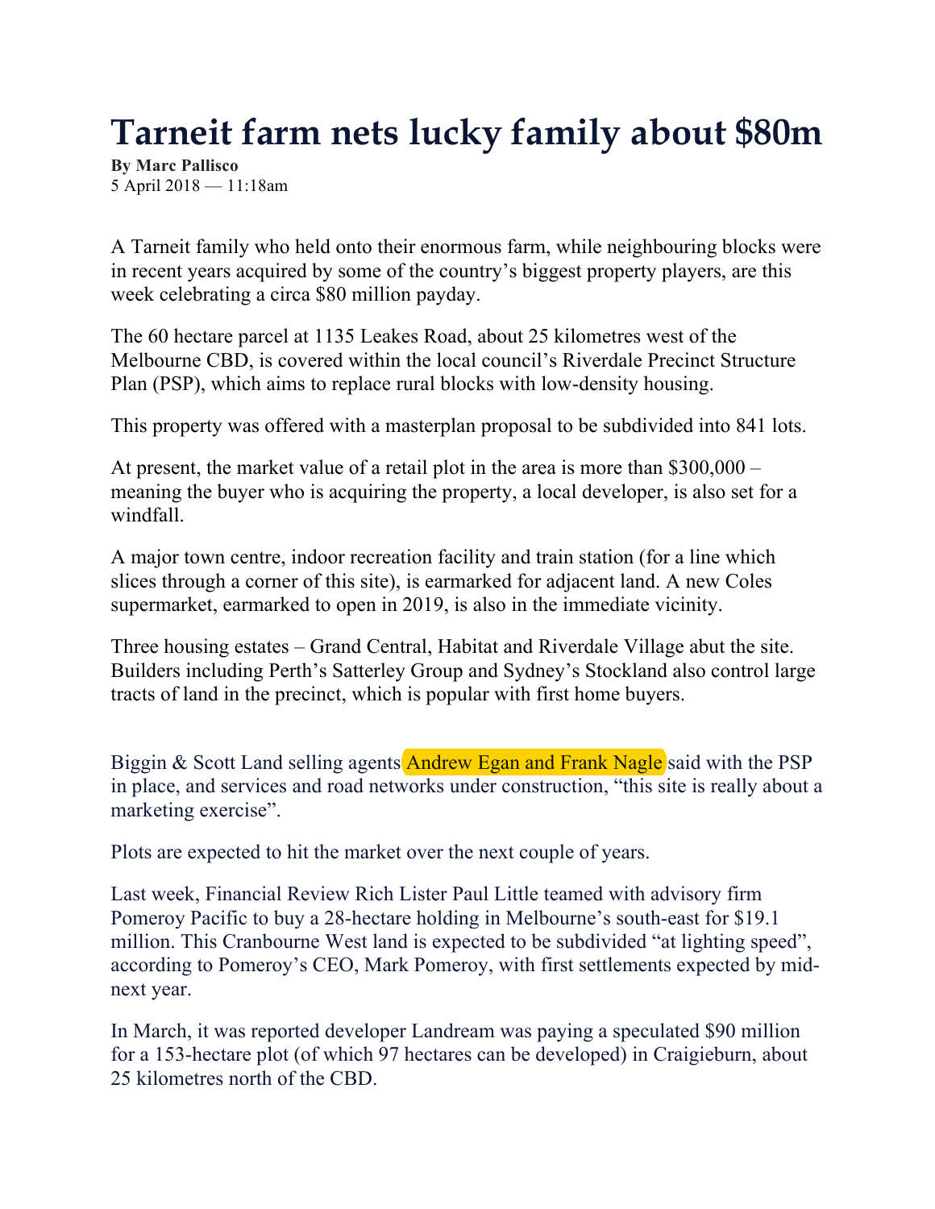# Tarneit farm nets lucky family about $80m

**By Marc Pallisco**
5 April 2018 — 11:18am

A Tarneit family who held onto their enormous farm, while neighbouring blocks were in recent years acquired by some of the country's biggest property players, are this week celebrating a circa $80 million payday.

The 60 hectare parcel at 1135 Leakes Road, about 25 kilometres west of the Melbourne CBD, is covered within the local council's Riverdale Precinct Structure Plan (PSP), which aims to replace rural blocks with low-density housing.

This property was offered with a masterplan proposal to be subdivided into 841 lots.

At present, the market value of a retail plot in the area is more than $300,000 – meaning the buyer who is acquiring the property, a local developer, is also set for a windfall.

A major town centre, indoor recreation facility and train station (for a line which slices through a corner of this site), is earmarked for adjacent land. A new Coles supermarket, earmarked to open in 2019, is also in the immediate vicinity.

Three housing estates – Grand Central, Habitat and Riverdale Village abut the site. Builders including Perth's Satterley Group and Sydney's Stockland also control large tracts of land in the precinct, which is popular with first home buyers.

Biggin & Scott Land selling agents Andrew Egan and Frank Nagle said with the PSP in place, and services and road networks under construction, "this site is really about a marketing exercise".

Plots are expected to hit the market over the next couple of years.

Last week, Financial Review Rich Lister Paul Little teamed with advisory firm Pomeroy Pacific to buy a 28-hectare holding in Melbourne's south-east for $19.1 million. This Cranbourne West land is expected to be subdivided "at lighting speed", according to Pomeroy's CEO, Mark Pomeroy, with first settlements expected by mid-next year.

In March, it was reported developer Landream was paying a speculated $90 million for a 153-hectare plot (of which 97 hectares can be developed) in Craigieburn, about 25 kilometres north of the CBD.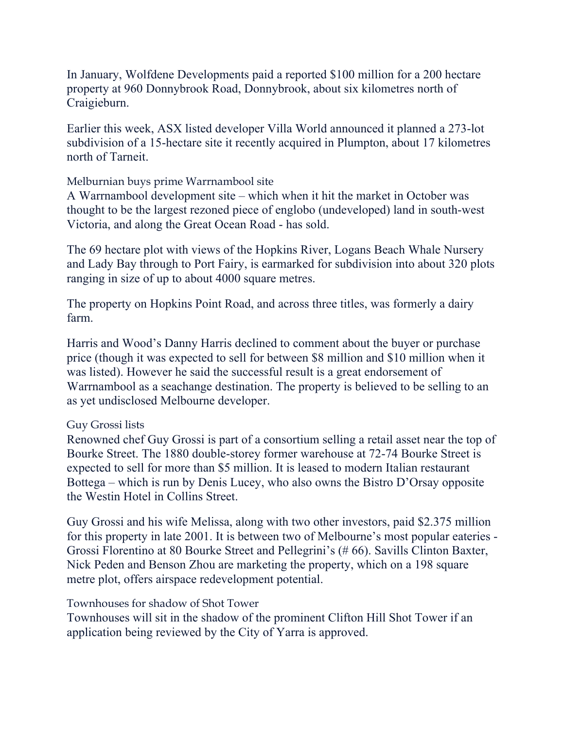In January, Wolfdene Developments paid a reported $100 million for a 200 hectare property at 960 Donnybrook Road, Donnybrook, about six kilometres north of Craigieburn.

Earlier this week, ASX listed developer Villa World announced it planned a 273-lot subdivision of a 15-hectare site it recently acquired in Plumpton, about 17 kilometres north of Tarneit.

### Melburnian buys prime Warrnambool site

A Warrnambool development site – which when it hit the market in October was thought to be the largest rezoned piece of englobo (undeveloped) land in south-west Victoria, and along the Great Ocean Road - has sold.

The 69 hectare plot with views of the Hopkins River, Logans Beach Whale Nursery and Lady Bay through to Port Fairy, is earmarked for subdivision into about 320 plots ranging in size of up to about 4000 square metres.

The property on Hopkins Point Road, and across three titles, was formerly a dairy farm.

Harris and Wood's Danny Harris declined to comment about the buyer or purchase price (though it was expected to sell for between $8 million and $10 million when it was listed). However he said the successful result is a great endorsement of Warrnambool as a seachange destination. The property is believed to be selling to an as yet undisclosed Melbourne developer.

### Guy Grossi lists

Renowned chef Guy Grossi is part of a consortium selling a retail asset near the top of Bourke Street. The 1880 double-storey former warehouse at 72-74 Bourke Street is expected to sell for more than $5 million. It is leased to modern Italian restaurant Bottega – which is run by Denis Lucey, who also owns the Bistro D'Orsay opposite the Westin Hotel in Collins Street.

Guy Grossi and his wife Melissa, along with two other investors, paid $2.375 million for this property in late 2001. It is between two of Melbourne's most popular eateries - Grossi Florentino at 80 Bourke Street and Pellegrini's (# 66). Savills Clinton Baxter, Nick Peden and Benson Zhou are marketing the property, which on a 198 square metre plot, offers airspace redevelopment potential.

### Townhouses for shadow of Shot Tower

Townhouses will sit in the shadow of the prominent Clifton Hill Shot Tower if an application being reviewed by the City of Yarra is approved.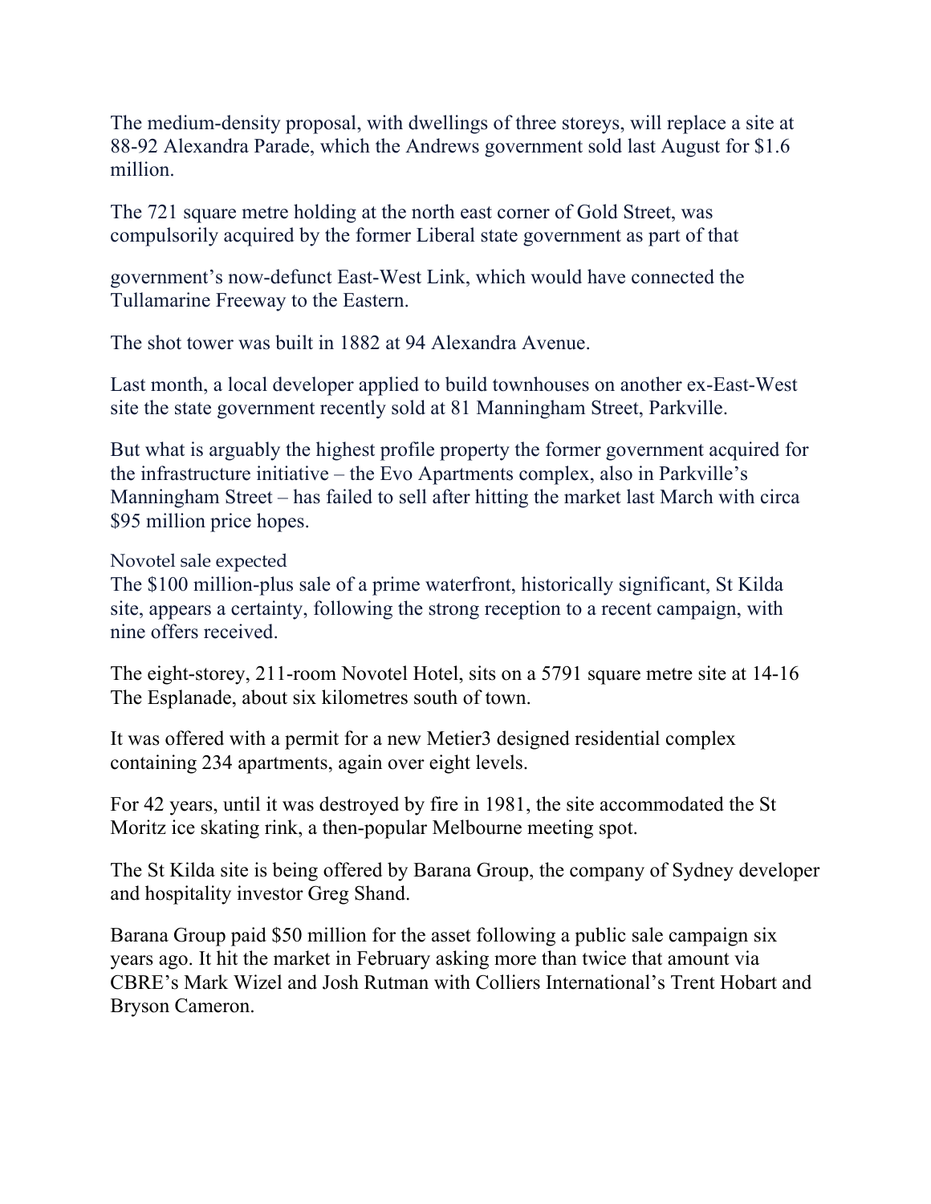The medium-density proposal, with dwellings of three storeys, will replace a site at 88-92 Alexandra Parade, which the Andrews government sold last August for $1.6 million.

The 721 square metre holding at the north east corner of Gold Street, was compulsorily acquired by the former Liberal state government as part of that government's now-defunct East-West Link, which would have connected the Tullamarine Freeway to the Eastern.

The shot tower was built in 1882 at 94 Alexandra Avenue.

Last month, a local developer applied to build townhouses on another ex-East-West site the state government recently sold at 81 Manningham Street, Parkville.

But what is arguably the highest profile property the former government acquired for the infrastructure initiative – the Evo Apartments complex, also in Parkville's Manningham Street – has failed to sell after hitting the market last March with circa $95 million price hopes.

### Novotel sale expected

The $100 million-plus sale of a prime waterfront, historically significant, St Kilda site, appears a certainty, following the strong reception to a recent campaign, with nine offers received.

The eight-storey, 211-room Novotel Hotel, sits on a 5791 square metre site at 14-16 The Esplanade, about six kilometres south of town.

It was offered with a permit for a new Metier3 designed residential complex containing 234 apartments, again over eight levels.

For 42 years, until it was destroyed by fire in 1981, the site accommodated the St Moritz ice skating rink, a then-popular Melbourne meeting spot.

The St Kilda site is being offered by Barana Group, the company of Sydney developer and hospitality investor Greg Shand.

Barana Group paid $50 million for the asset following a public sale campaign six years ago. It hit the market in February asking more than twice that amount via CBRE's Mark Wizel and Josh Rutman with Colliers International's Trent Hobart and Bryson Cameron.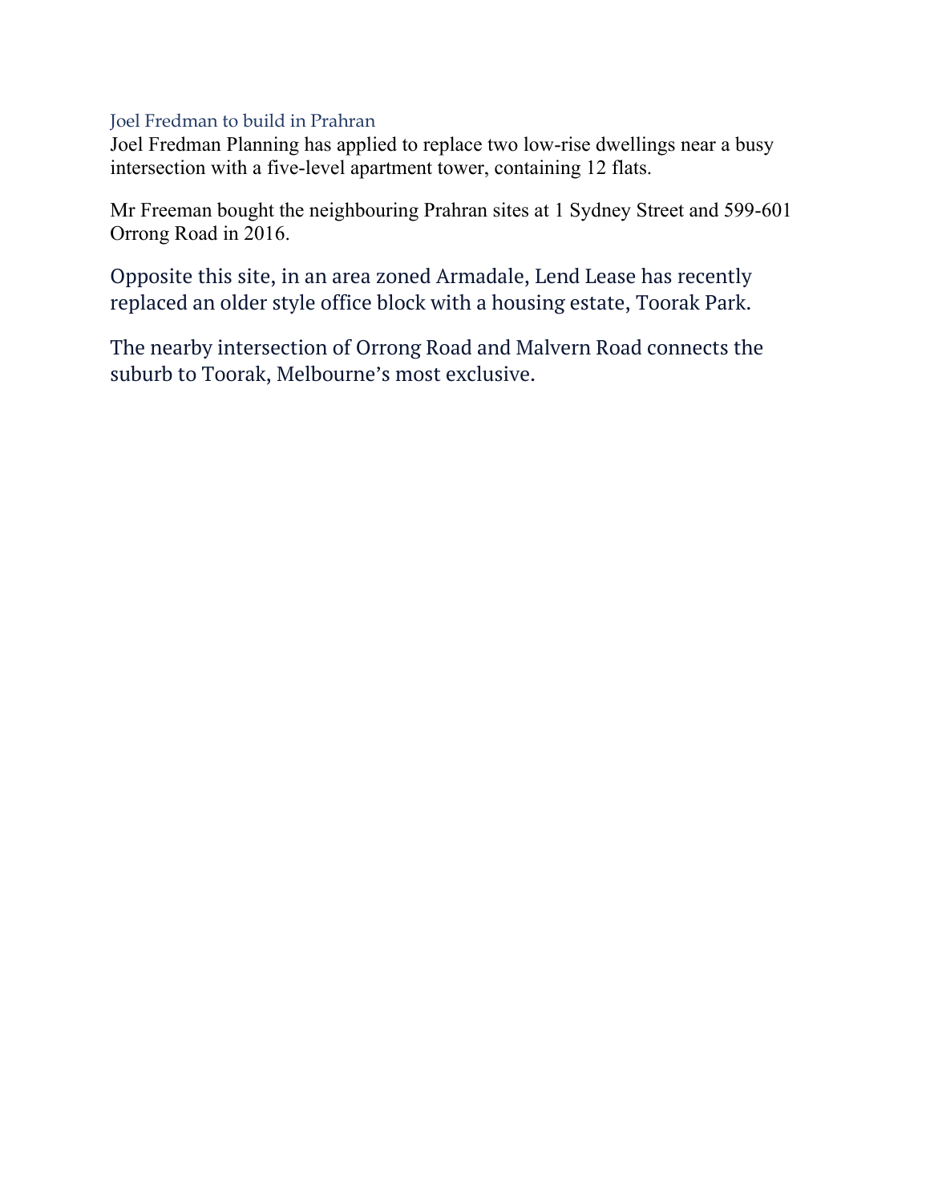### Joel Fredman to build in Prahran

Joel Fredman Planning has applied to replace two low-rise dwellings near a busy intersection with a five-level apartment tower, containing 12 flats.

Mr Freeman bought the neighbouring Prahran sites at 1 Sydney Street and 599-601 Orrong Road in 2016.

Opposite this site, in an area zoned Armadale, Lend Lease has recently replaced an older style office block with a housing estate, Toorak Park.

The nearby intersection of Orrong Road and Malvern Road connects the suburb to Toorak, Melbourne's most exclusive.